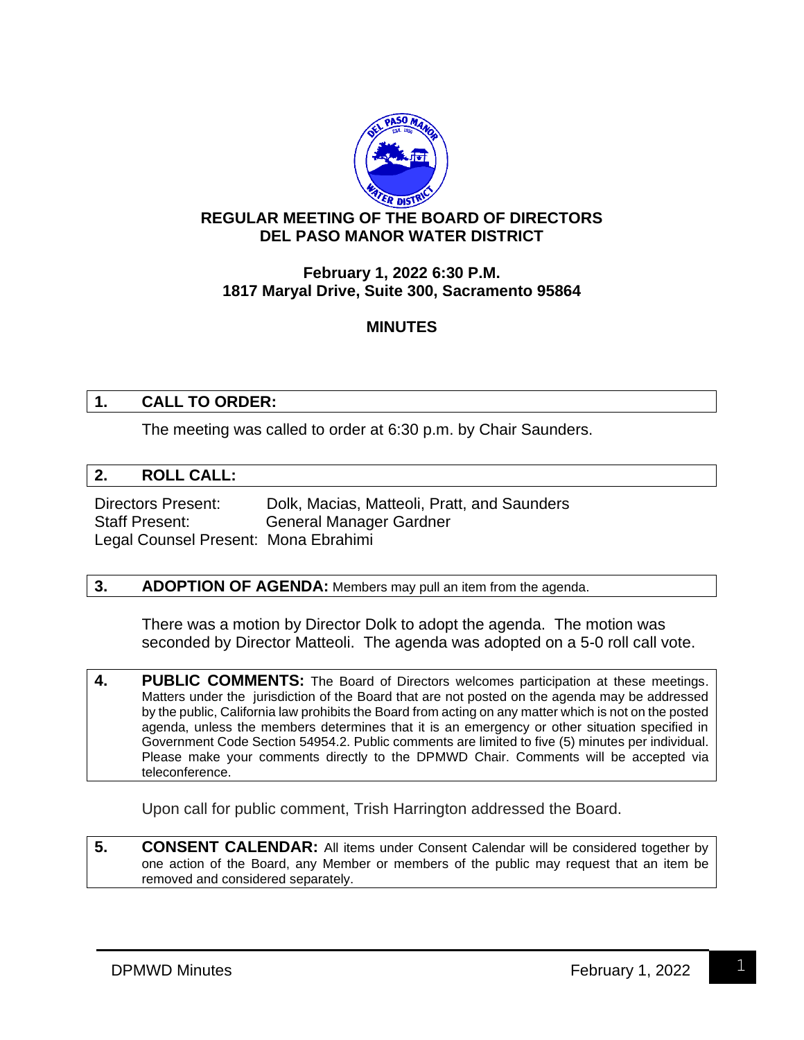# REGULAR MEETING OF THE BOARD OF DIRECTORS
# DEL PASO MANOR WATER DISTRICT

**February 1, 2022 6:30 P.M.**
**1817 Maryal Drive, Suite 300, Sacramento 95864**

**MINUTES**

## 1. CALL TO ORDER:

The meeting was called to order at 6:30 p.m. by Chair Saunders.

## 2. ROLL CALL:

Directors Present: Dolk, Macias, Matteoli, Pratt, and Saunders
Staff Present: General Manager Gardner
Legal Counsel Present: Mona Ebrahimi

## 3. ADOPTION OF AGENDA: Members may pull an item from the agenda.

There was a motion by Director Dolk to adopt the agenda. The motion was seconded by Director Matteoli. The agenda was adopted on a 5-0 roll call vote.

## 4. PUBLIC COMMENTS:

The Board of Directors welcomes participation at these meetings. Matters under the jurisdiction of the Board that are not posted on the agenda may be addressed by the public, California law prohibits the Board from acting on any matter which is not on the posted agenda, unless the members determines that it is an emergency or other situation specified in Government Code Section 54954.2. Public comments are limited to five (5) minutes per individual. Please make your comments directly to the DPMWD Chair. Comments will be accepted via teleconference.

Upon call for public comment, Trish Harrington addressed the Board.

## 5. CONSENT CALENDAR:

All items under Consent Calendar will be considered together by one action of the Board, any Member or members of the public may request that an item be removed and considered separately.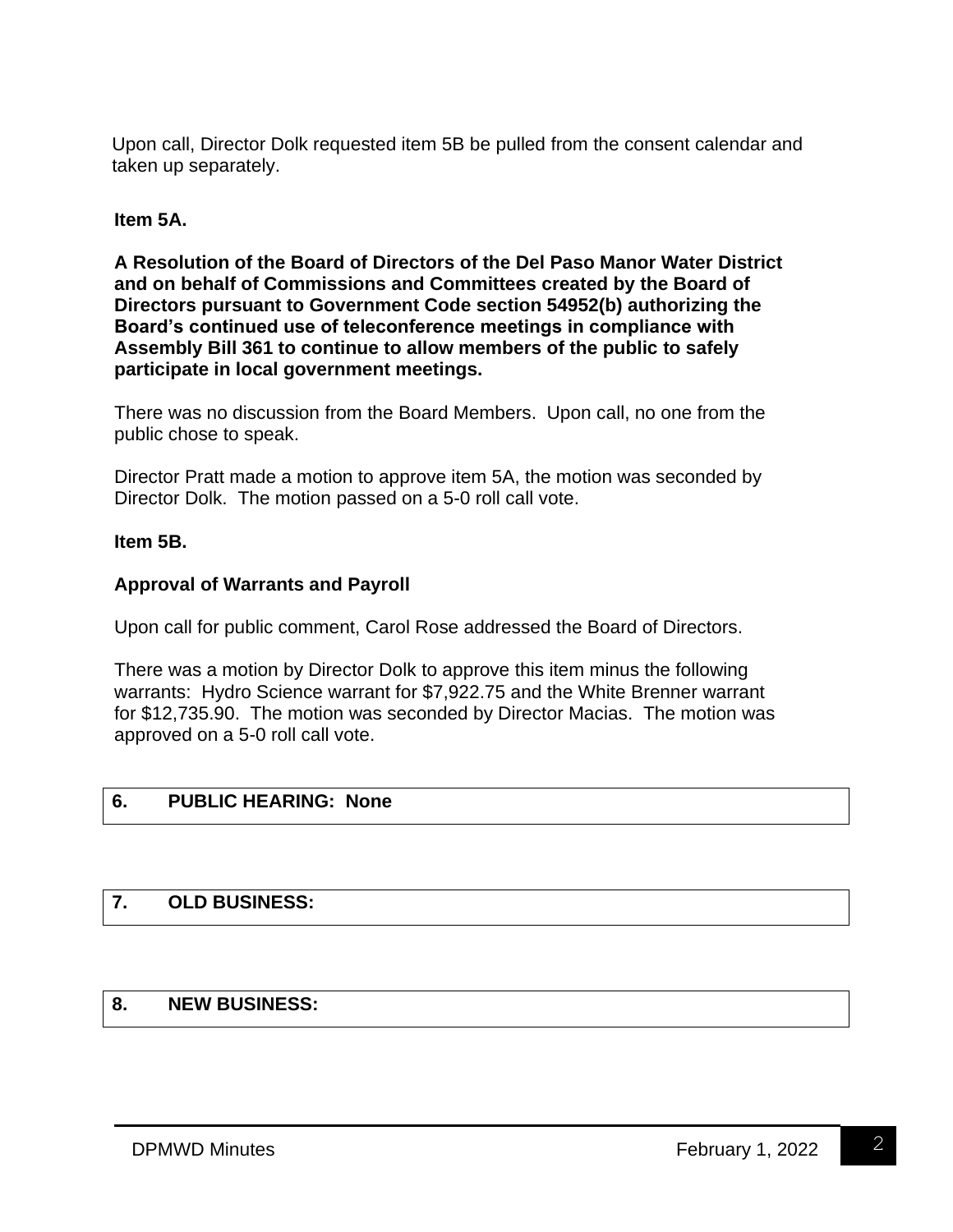Upon call, Director Dolk requested item 5B be pulled from the consent calendar and taken up separately.

**Item 5A.**

**A Resolution of the Board of Directors of the Del Paso Manor Water District and on behalf of Commissions and Committees created by the Board of Directors pursuant to Government Code section 54952(b) authorizing the Board's continued use of teleconference meetings in compliance with Assembly Bill 361 to continue to allow members of the public to safely participate in local government meetings.**

There was no discussion from the Board Members. Upon call, no one from the public chose to speak.

Director Pratt made a motion to approve item 5A, the motion was seconded by Director Dolk. The motion passed on a 5-0 roll call vote.

**Item 5B.**

**Approval of Warrants and Payroll**

Upon call for public comment, Carol Rose addressed the Board of Directors.

There was a motion by Director Dolk to approve this item minus the following warrants: Hydro Science warrant for $7,922.75 and the White Brenner warrant for $12,735.90. The motion was seconded by Director Macias. The motion was approved on a 5-0 roll call vote.

## 6. PUBLIC HEARING: None

## 7. OLD BUSINESS:

## 8. NEW BUSINESS: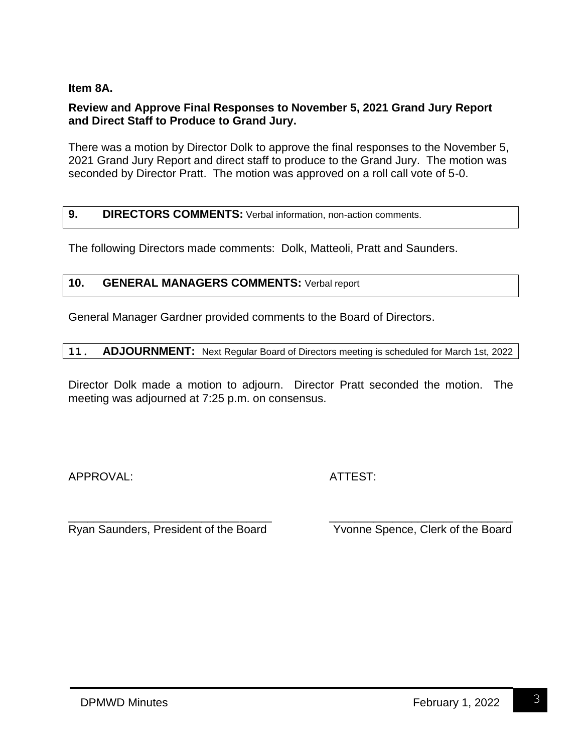**Item 8A.**

**Review and Approve Final Responses to November 5, 2021 Grand Jury Report and Direct Staff to Produce to Grand Jury.**

There was a motion by Director Dolk to approve the final responses to the November 5, 2021 Grand Jury Report and direct staff to produce to the Grand Jury. The motion was seconded by Director Pratt. The motion was approved on a roll call vote of 5-0.

**9. DIRECTORS COMMENTS:** Verbal information, non-action comments.

The following Directors made comments: Dolk, Matteoli, Pratt and Saunders.

**10. GENERAL MANAGERS COMMENTS:** Verbal report

General Manager Gardner provided comments to the Board of Directors.

**11. ADJOURNMENT:** Next Regular Board of Directors meeting is scheduled for March 1st, 2022

Director Dolk made a motion to adjourn. Director Pratt seconded the motion. The meeting was adjourned at 7:25 p.m. on consensus.

APPROVAL: ATTEST:

_________________________________ _______________________________

Ryan Saunders, President of the Board Yvonne Spence, Clerk of the Board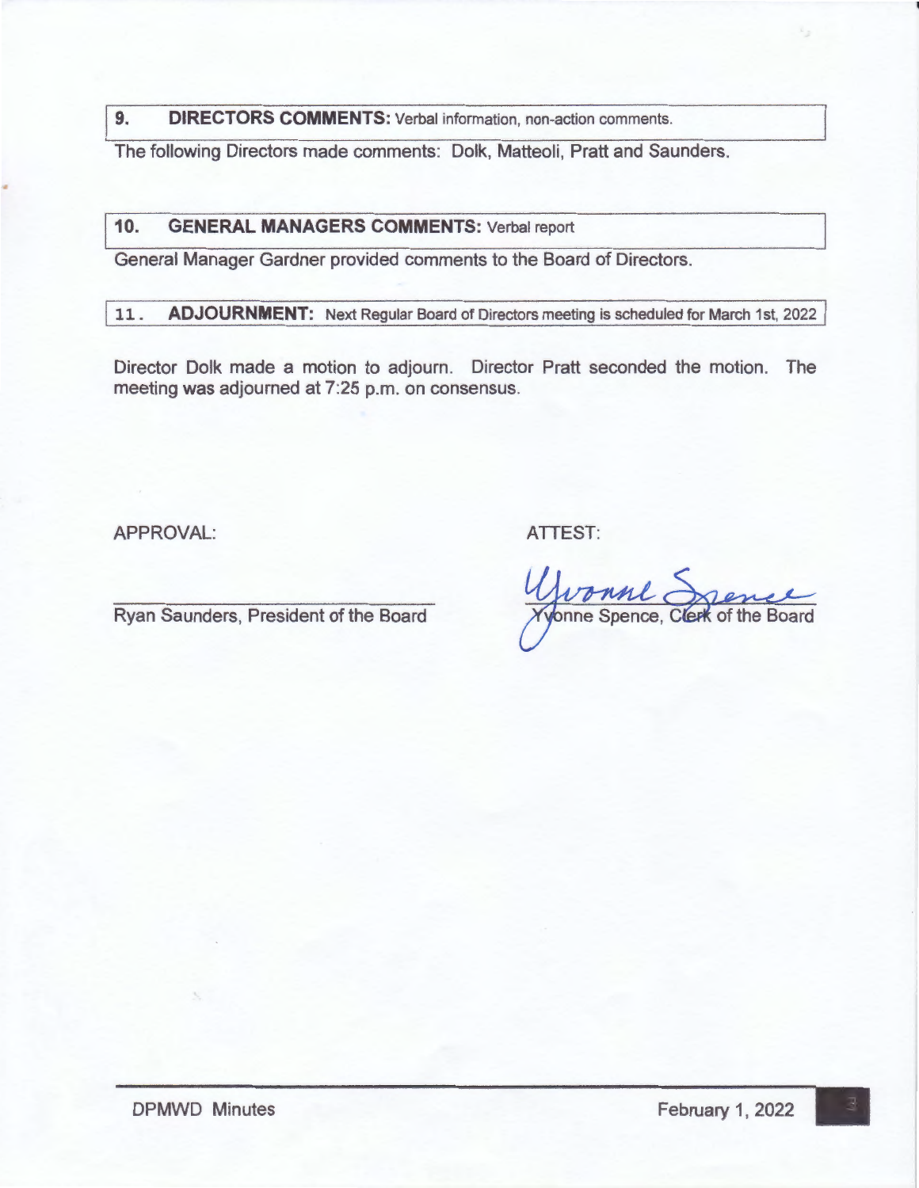## 9. DIRECTORS COMMENTS: Verbal information, non-action comments.

The following Directors made comments: Dolk, Matteoli, Pratt and Saunders.

## 10. GENERAL MANAGERS COMMENTS: Verbal report

General Manager Gardner provided comments to the Board of Directors.

## 11. ADJOURNMENT: Next Regular Board of Directors meeting is scheduled for March 1st, 2022

Director Dolk made a motion to adjourn. Director Pratt seconded the motion. The meeting was adjourned at 7:25 p.m. on consensus.

APPROVAL:

\_\_\_\_\_\_\_\_\_\_\_\_\_\_\_\_\_\_\_\_\_\_\_\_\_\_\_\_\_\_

Ryan Saunders, President of the Board

ATTEST:

Yvonne Spence, Clerk of the Board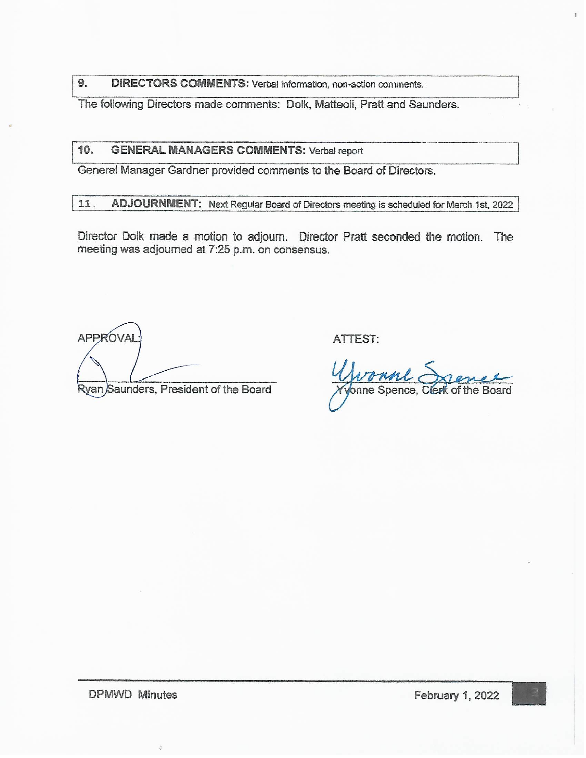**9. DIRECTORS COMMENTS:** Verbal information, non-action comments.

The following Directors made comments: Dolk, Matteoli, Pratt and Saunders.

**10. GENERAL MANAGERS COMMENTS:** Verbal report

General Manager Gardner provided comments to the Board of Directors.

**11. ADJOURNMENT:** Next Regular Board of Directors meeting is scheduled for March 1st, 2022

Director Dolk made a motion to adjourn. Director Pratt seconded the motion. The meeting was adjourned at 7:25 p.m. on consensus.

APPROVAL:

Ryan Saunders, President of the Board

ATTEST:

Yvonne Spence, Clerk of the Board